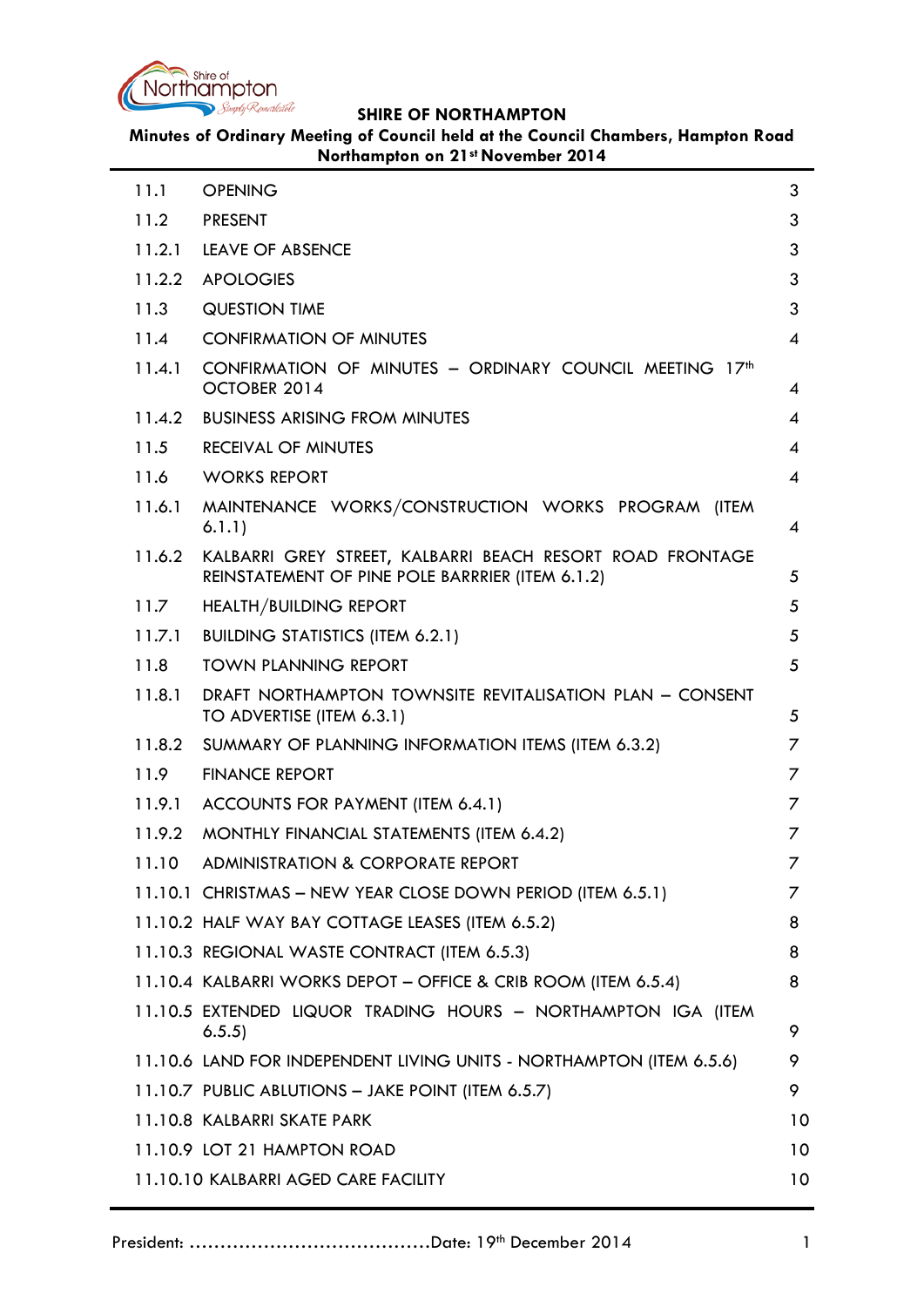# SHIRE OF NORTHAMPTON

**Minutes of Ordinary Meeting of Council held at the Council Chambers, Hampton Road Northampton on 21st November 2014**

| | | |
|---|---|---|
| 11.1 | OPENING | 3 |
| 11.2 | PRESENT | 3 |
| 11.2.1 | LEAVE OF ABSENCE | 3 |
| 11.2.2 | APOLOGIES | 3 |
| 11.3 | QUESTION TIME | 3 |
| 11.4 | CONFIRMATION OF MINUTES | 4 |
| 11.4.1 | CONFIRMATION OF MINUTES – ORDINARY COUNCIL MEETING 17th OCTOBER 2014 | 4 |
| 11.4.2 | BUSINESS ARISING FROM MINUTES | 4 |
| 11.5 | RECEIVAL OF MINUTES | 4 |
| 11.6 | WORKS REPORT | 4 |
| 11.6.1 | MAINTENANCE WORKS/CONSTRUCTION WORKS PROGRAM (ITEM 6.1.1) | 4 |
| 11.6.2 | KALBARRI GREY STREET, KALBARRI BEACH RESORT ROAD FRONTAGE REINSTATEMENT OF PINE POLE BARRRIER (ITEM 6.1.2) | 5 |
| 11.7 | HEALTH/BUILDING REPORT | 5 |
| 11.7.1 | BUILDING STATISTICS (ITEM 6.2.1) | 5 |
| 11.8 | TOWN PLANNING REPORT | 5 |
| 11.8.1 | DRAFT NORTHAMPTON TOWNSITE REVITALISATION PLAN – CONSENT TO ADVERTISE (ITEM 6.3.1) | 5 |
| 11.8.2 | SUMMARY OF PLANNING INFORMATION ITEMS (ITEM 6.3.2) | 7 |
| 11.9 | FINANCE REPORT | 7 |
| 11.9.1 | ACCOUNTS FOR PAYMENT (ITEM 6.4.1) | 7 |
| 11.9.2 | MONTHLY FINANCIAL STATEMENTS (ITEM 6.4.2) | 7 |
| 11.10 | ADMINISTRATION & CORPORATE REPORT | 7 |
| 11.10.1 | CHRISTMAS – NEW YEAR CLOSE DOWN PERIOD (ITEM 6.5.1) | 7 |
| 11.10.2 | HALF WAY BAY COTTAGE LEASES (ITEM 6.5.2) | 8 |
| 11.10.3 | REGIONAL WASTE CONTRACT (ITEM 6.5.3) | 8 |
| 11.10.4 | KALBARRI WORKS DEPOT – OFFICE & CRIB ROOM (ITEM 6.5.4) | 8 |
| 11.10.5 | EXTENDED LIQUOR TRADING HOURS – NORTHAMPTON IGA (ITEM 6.5.5) | 9 |
| 11.10.6 | LAND FOR INDEPENDENT LIVING UNITS - NORTHAMPTON (ITEM 6.5.6) | 9 |
| 11.10.7 | PUBLIC ABLUTIONS – JAKE POINT (ITEM 6.5.7) | 9 |
| 11.10.8 | KALBARRI SKATE PARK | 10 |
| 11.10.9 | LOT 21 HAMPTON ROAD | 10 |
| 11.10.10 | KALBARRI AGED CARE FACILITY | 10 |

President: ......................................Date: 19th December 2014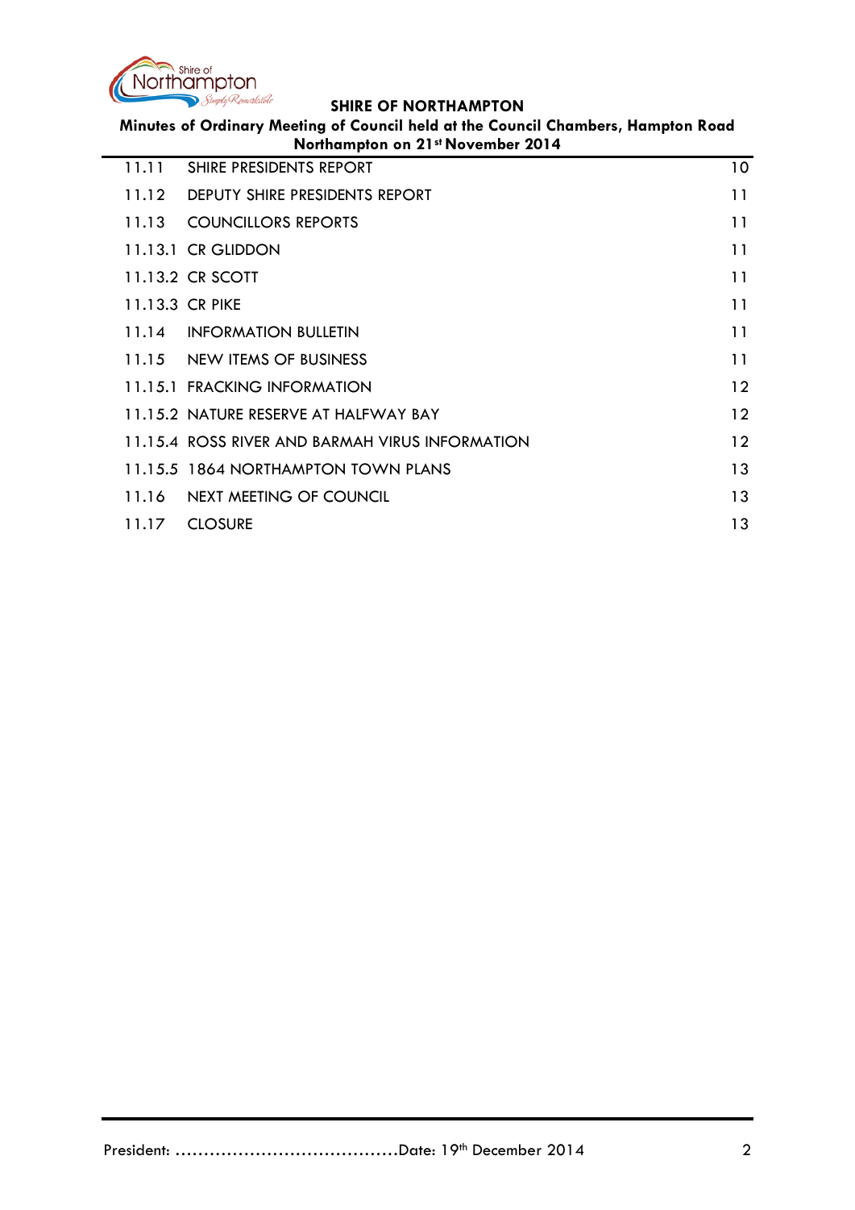| | | |
|---|---|---|
| 11.11 | SHIRE PRESIDENTS REPORT | 10 |
| 11.12 | DEPUTY SHIRE PRESIDENTS REPORT | 11 |
| 11.13 | COUNCILLORS REPORTS | 11 |
| 11.13.1 | CR GLIDDON | 11 |
| 11.13.2 | CR SCOTT | 11 |
| 11.13.3 | CR PIKE | 11 |
| 11.14 | INFORMATION BULLETIN | 11 |
| 11.15 | NEW ITEMS OF BUSINESS | 11 |
| 11.15.1 | FRACKING INFORMATION | 12 |
| 11.15.2 | NATURE RESERVE AT HALFWAY BAY | 12 |
| 11.15.4 | ROSS RIVER AND BARMAH VIRUS INFORMATION | 12 |
| 11.15.5 | 1864 NORTHAMPTON TOWN PLANS | 13 |
| 11.16 | NEXT MEETING OF COUNCIL | 13 |
| 11.17 | CLOSURE | 13 |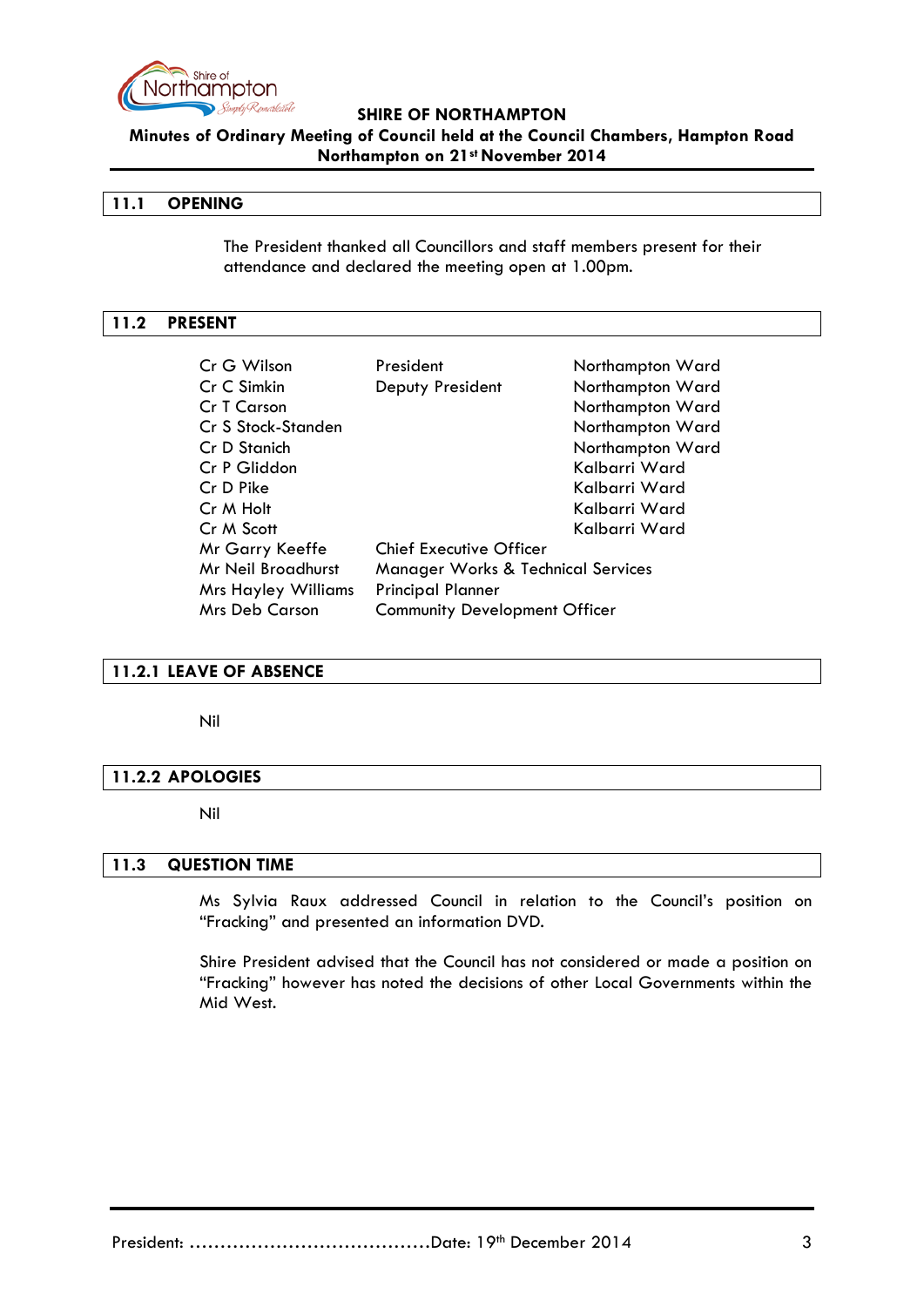## 11.1 OPENING

The President thanked all Councillors and staff members present for their attendance and declared the meeting open at 1.00pm.

## 11.2 PRESENT

| | | |
|---|---|---|
| Cr G Wilson | President | Northampton Ward |
| Cr C Simkin | Deputy President | Northampton Ward |
| Cr T Carson | | Northampton Ward |
| Cr S Stock-Standen | | Northampton Ward |
| Cr D Stanich | | Northampton Ward |
| Cr P Gliddon | | Kalbarri Ward |
| Cr D Pike | | Kalbarri Ward |
| Cr M Holt | | Kalbarri Ward |
| Cr M Scott | | Kalbarri Ward |
| Mr Garry Keeffe | Chief Executive Officer | |
| Mr Neil Broadhurst | Manager Works & Technical Services | |
| Mrs Hayley Williams | Principal Planner | |
| Mrs Deb Carson | Community Development Officer | |

## 11.2.1 LEAVE OF ABSENCE

Nil

## 11.2.2 APOLOGIES

Nil

## 11.3 QUESTION TIME

Ms Sylvia Raux addressed Council in relation to the Council's position on "Fracking" and presented an information DVD.

Shire President advised that the Council has not considered or made a position on "Fracking" however has noted the decisions of other Local Governments within the Mid West.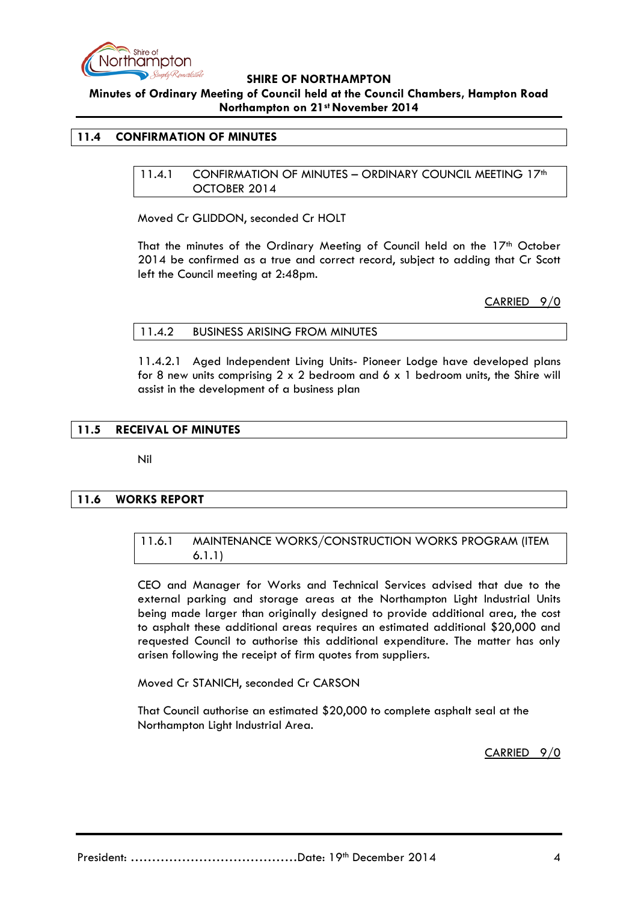## 11.4 CONFIRMATION OF MINUTES

### 11.4.1 CONFIRMATION OF MINUTES – ORDINARY COUNCIL MEETING 17th OCTOBER 2014

Moved Cr GLIDDON, seconded Cr HOLT

That the minutes of the Ordinary Meeting of Council held on the 17th October 2014 be confirmed as a true and correct record, subject to adding that Cr Scott left the Council meeting at 2:48pm.

CARRIED 9/0

### 11.4.2 BUSINESS ARISING FROM MINUTES

11.4.2.1 Aged Independent Living Units- Pioneer Lodge have developed plans for 8 new units comprising 2 x 2 bedroom and 6 x 1 bedroom units, the Shire will assist in the development of a business plan

## 11.5 RECEIVAL OF MINUTES

Nil

## 11.6 WORKS REPORT

### 11.6.1 MAINTENANCE WORKS/CONSTRUCTION WORKS PROGRAM (ITEM 6.1.1)

CEO and Manager for Works and Technical Services advised that due to the external parking and storage areas at the Northampton Light Industrial Units being made larger than originally designed to provide additional area, the cost to asphalt these additional areas requires an estimated additional $20,000 and requested Council to authorise this additional expenditure. The matter has only arisen following the receipt of firm quotes from suppliers.

Moved Cr STANICH, seconded Cr CARSON

That Council authorise an estimated $20,000 to complete asphalt seal at the Northampton Light Industrial Area.

CARRIED 9/0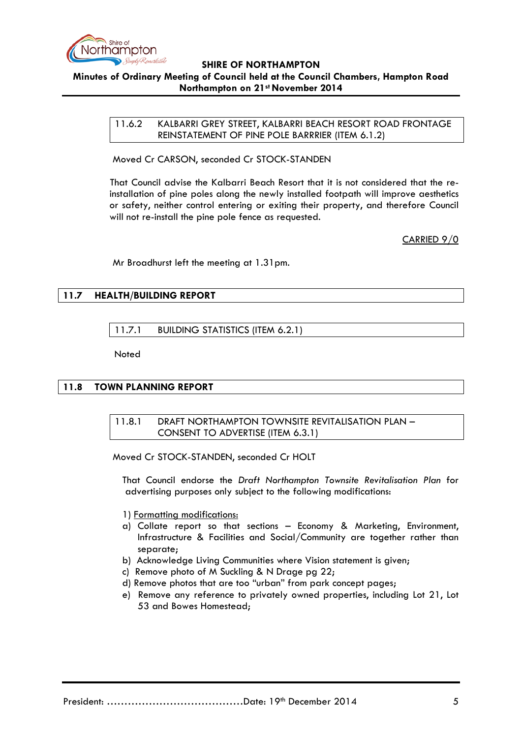### 11.6.2 KALBARRI GREY STREET, KALBARRI BEACH RESORT ROAD FRONTAGE REINSTATEMENT OF PINE POLE BARRRIER (ITEM 6.1.2)

Moved Cr CARSON, seconded Cr STOCK-STANDEN

That Council advise the Kalbarri Beach Resort that it is not considered that the re-installation of pine poles along the newly installed footpath will improve aesthetics or safety, neither control entering or exiting their property, and therefore Council will not re-install the pine pole fence as requested.

<u>CARRIED 9/0</u>

Mr Broadhurst left the meeting at 1.31pm.

## 11.7 HEALTH/BUILDING REPORT

### 11.7.1 BUILDING STATISTICS (ITEM 6.2.1)

Noted

## 11.8 TOWN PLANNING REPORT

### 11.8.1 DRAFT NORTHAMPTON TOWNSITE REVITALISATION PLAN – CONSENT TO ADVERTISE (ITEM 6.3.1)

Moved Cr STOCK-STANDEN, seconded Cr HOLT

That Council endorse the *Draft Northampton Townsite Revitalisation Plan* for advertising purposes only subject to the following modifications:

1) <u>Formatting modifications:</u>

a) Collate report so that sections – Economy & Marketing, Environment, Infrastructure & Facilities and Social/Community are together rather than separate;

b) Acknowledge Living Communities where Vision statement is given;

c) Remove photo of M Suckling & N Drage pg 22;

d) Remove photos that are too "urban" from park concept pages;

e) Remove any reference to privately owned properties, including Lot 21, Lot 53 and Bowes Homestead;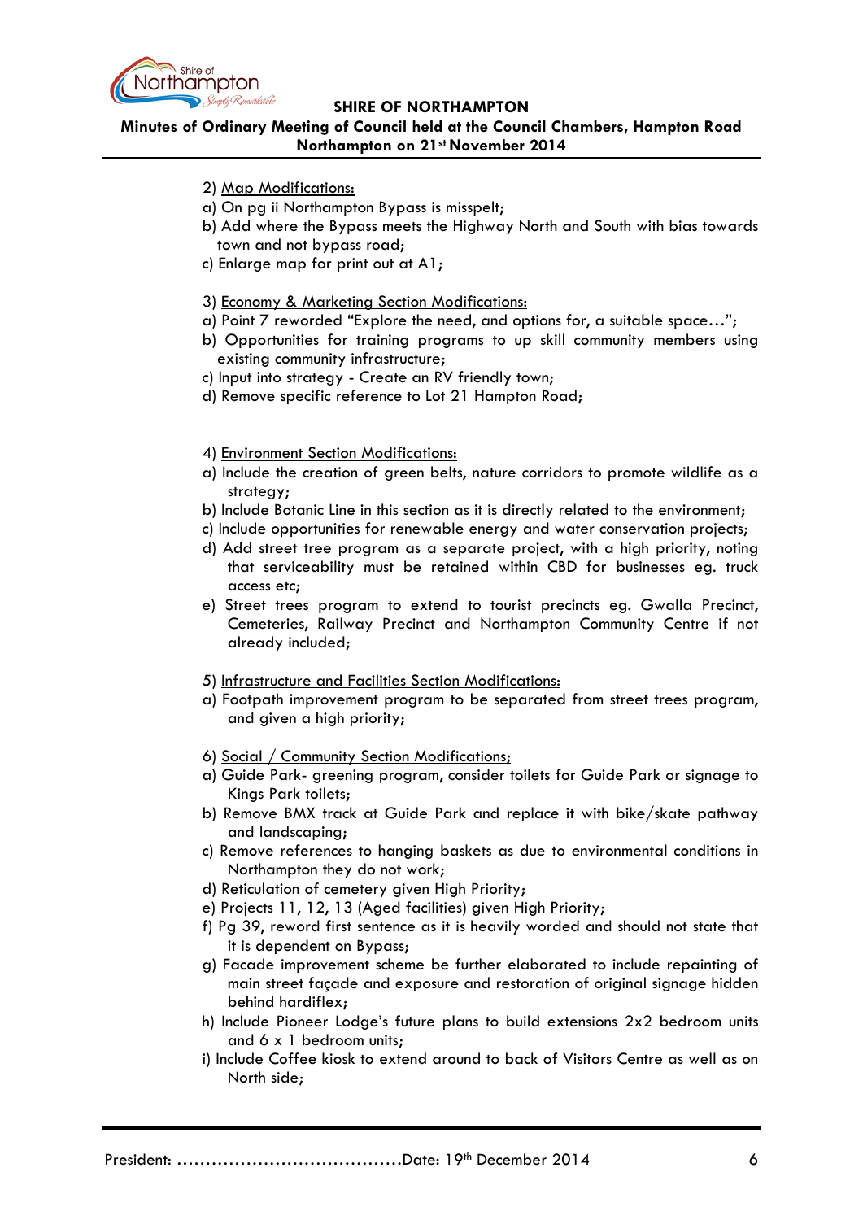2) Map Modifications:

a) On pg ii Northampton Bypass is misspelt;

b) Add where the Bypass meets the Highway North and South with bias towards town and not bypass road;

c) Enlarge map for print out at A1;

3) Economy & Marketing Section Modifications:

a) Point 7 reworded "Explore the need, and options for, a suitable space…";

b) Opportunities for training programs to up skill community members using existing community infrastructure;

c) Input into strategy - Create an RV friendly town;

d) Remove specific reference to Lot 21 Hampton Road;

4) Environment Section Modifications:

a) Include the creation of green belts, nature corridors to promote wildlife as a strategy;

b) Include Botanic Line in this section as it is directly related to the environment;

c) Include opportunities for renewable energy and water conservation projects;

d) Add street tree program as a separate project, with a high priority, noting that serviceability must be retained within CBD for businesses eg. truck access etc;

e) Street trees program to extend to tourist precincts eg. Gwalla Precinct, Cemeteries, Railway Precinct and Northampton Community Centre if not already included;

5) Infrastructure and Facilities Section Modifications:

a) Footpath improvement program to be separated from street trees program, and given a high priority;

6) Social / Community Section Modifications;

a) Guide Park- greening program, consider toilets for Guide Park or signage to Kings Park toilets;

b) Remove BMX track at Guide Park and replace it with bike/skate pathway and landscaping;

c) Remove references to hanging baskets as due to environmental conditions in Northampton they do not work;

d) Reticulation of cemetery given High Priority;

e) Projects 11, 12, 13 (Aged facilities) given High Priority;

f) Pg 39, reword first sentence as it is heavily worded and should not state that it is dependent on Bypass;

g) Facade improvement scheme be further elaborated to include repainting of main street façade and exposure and restoration of original signage hidden behind hardiflex;

h) Include Pioneer Lodge's future plans to build extensions 2x2 bedroom units and 6 x 1 bedroom units;

i) Include Coffee kiosk to extend around to back of Visitors Centre as well as on North side;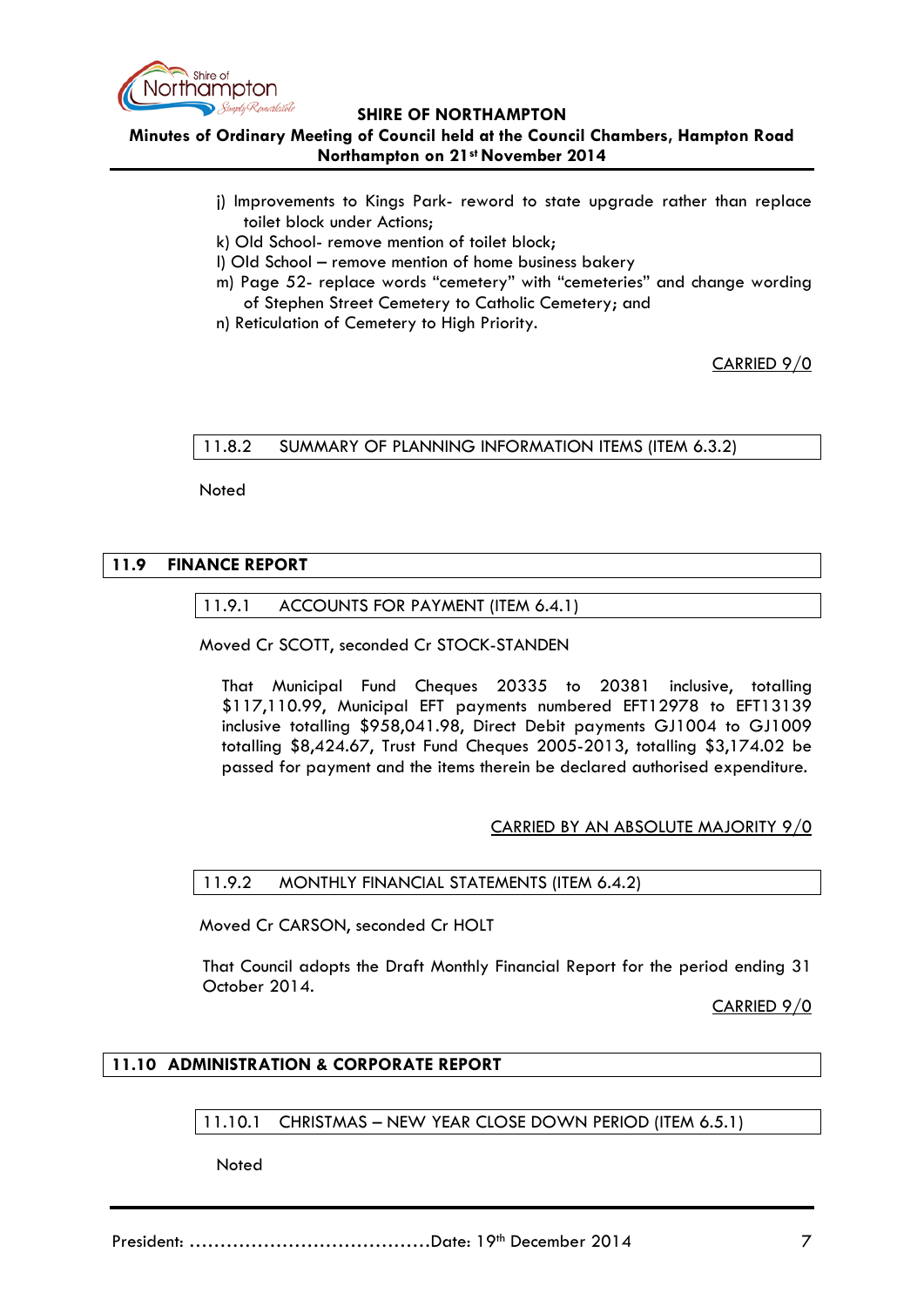j) Improvements to Kings Park- reword to state upgrade rather than replace toilet block under Actions;
k) Old School- remove mention of toilet block;
l) Old School – remove mention of home business bakery
m) Page 52- replace words "cemetery" with "cemeteries" and change wording of Stephen Street Cemetery to Catholic Cemetery; and
n) Reticulation of Cemetery to High Priority.

CARRIED 9/0

### 11.8.2 SUMMARY OF PLANNING INFORMATION ITEMS (ITEM 6.3.2)

Noted

## 11.9 FINANCE REPORT

### 11.9.1 ACCOUNTS FOR PAYMENT (ITEM 6.4.1)

Moved Cr SCOTT, seconded Cr STOCK-STANDEN

That Municipal Fund Cheques 20335 to 20381 inclusive, totalling $117,110.99, Municipal EFT payments numbered EFT12978 to EFT13139 inclusive totalling $958,041.98, Direct Debit payments GJ1004 to GJ1009 totalling $8,424.67, Trust Fund Cheques 2005-2013, totalling $3,174.02 be passed for payment and the items therein be declared authorised expenditure.

CARRIED BY AN ABSOLUTE MAJORITY 9/0

### 11.9.2 MONTHLY FINANCIAL STATEMENTS (ITEM 6.4.2)

Moved Cr CARSON, seconded Cr HOLT

That Council adopts the Draft Monthly Financial Report for the period ending 31 October 2014.

CARRIED 9/0

## 11.10 ADMINISTRATION & CORPORATE REPORT

### 11.10.1 CHRISTMAS – NEW YEAR CLOSE DOWN PERIOD (ITEM 6.5.1)

Noted

President: ……………………………………Date: 19th December 2014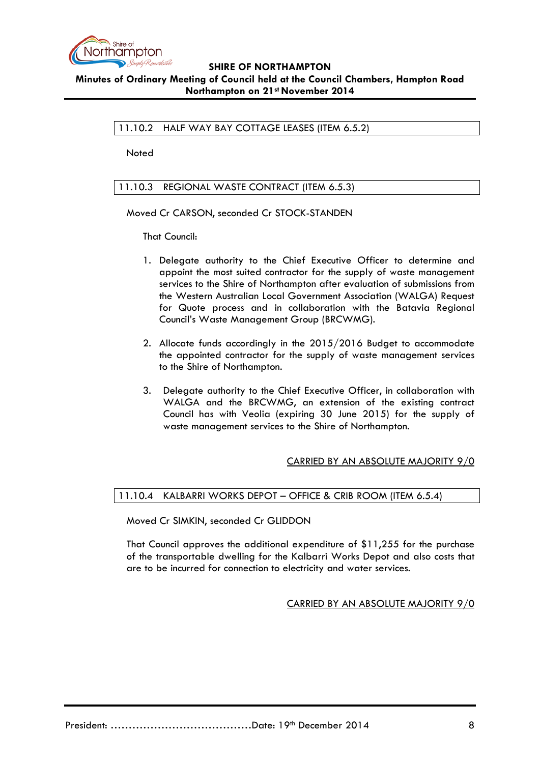## 11.10.2 HALF WAY BAY COTTAGE LEASES (ITEM 6.5.2)

Noted

## 11.10.3 REGIONAL WASTE CONTRACT (ITEM 6.5.3)

Moved Cr CARSON, seconded Cr STOCK-STANDEN

That Council:

1. Delegate authority to the Chief Executive Officer to determine and appoint the most suited contractor for the supply of waste management services to the Shire of Northampton after evaluation of submissions from the Western Australian Local Government Association (WALGA) Request for Quote process and in collaboration with the Batavia Regional Council's Waste Management Group (BRCWMG).

2. Allocate funds accordingly in the 2015/2016 Budget to accommodate the appointed contractor for the supply of waste management services to the Shire of Northampton.

3. Delegate authority to the Chief Executive Officer, in collaboration with WALGA and the BRCWMG, an extension of the existing contract Council has with Veolia (expiring 30 June 2015) for the supply of waste management services to the Shire of Northampton.

CARRIED BY AN ABSOLUTE MAJORITY 9/0

## 11.10.4 KALBARRI WORKS DEPOT – OFFICE & CRIB ROOM (ITEM 6.5.4)

Moved Cr SIMKIN, seconded Cr GLIDDON

That Council approves the additional expenditure of $11,255 for the purchase of the transportable dwelling for the Kalbarri Works Depot and also costs that are to be incurred for connection to electricity and water services.

CARRIED BY AN ABSOLUTE MAJORITY 9/0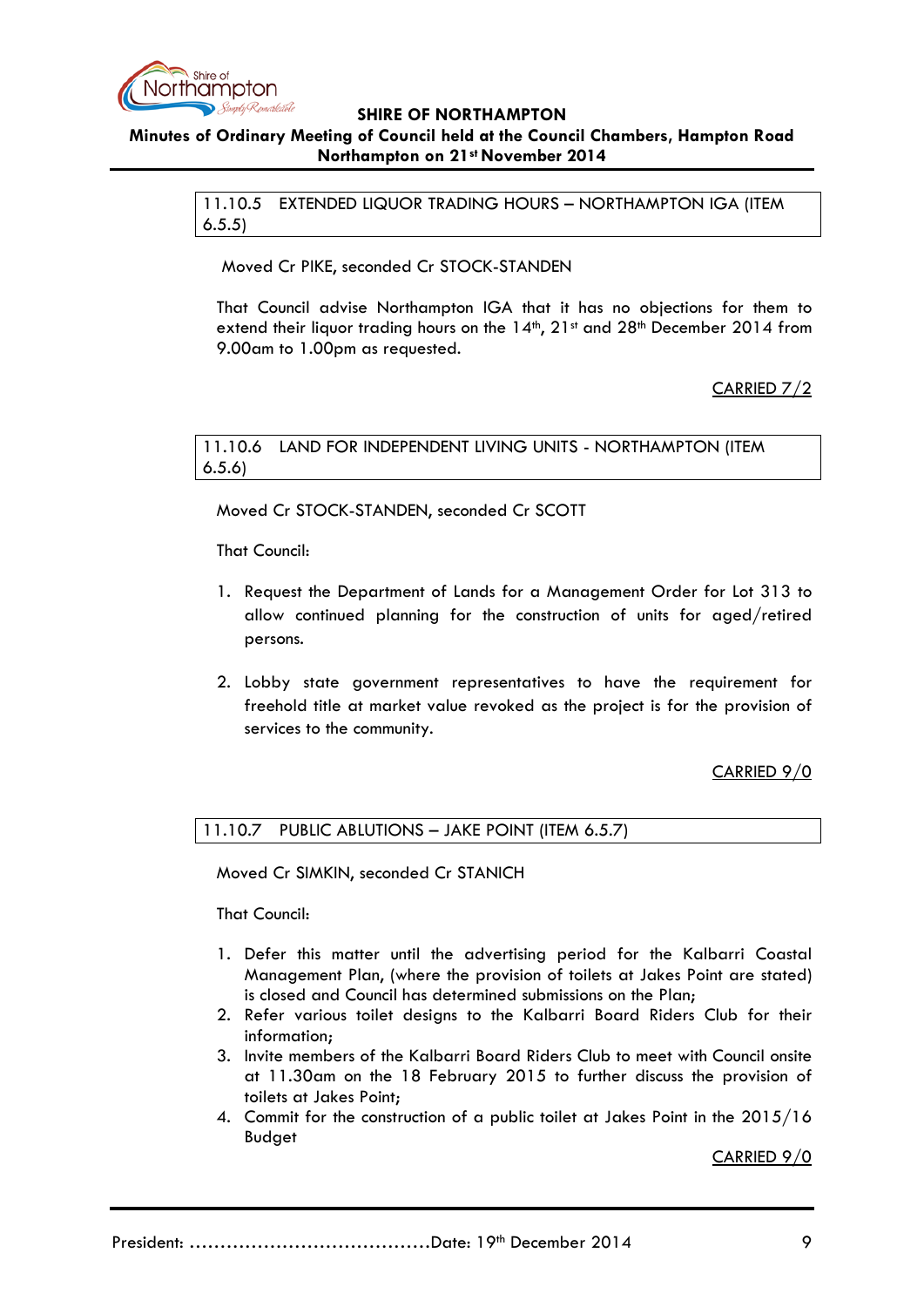## 11.10.5 EXTENDED LIQUOR TRADING HOURS – NORTHAMPTON IGA (ITEM 6.5.5)

Moved Cr PIKE, seconded Cr STOCK-STANDEN

That Council advise Northampton IGA that it has no objections for them to extend their liquor trading hours on the 14th, 21st and 28th December 2014 from 9.00am to 1.00pm as requested.

CARRIED 7/2

## 11.10.6 LAND FOR INDEPENDENT LIVING UNITS - NORTHAMPTON (ITEM 6.5.6)

Moved Cr STOCK-STANDEN, seconded Cr SCOTT

That Council:

1. Request the Department of Lands for a Management Order for Lot 313 to allow continued planning for the construction of units for aged/retired persons.

2. Lobby state government representatives to have the requirement for freehold title at market value revoked as the project is for the provision of services to the community.

CARRIED 9/0

## 11.10.7 PUBLIC ABLUTIONS – JAKE POINT (ITEM 6.5.7)

Moved Cr SIMKIN, seconded Cr STANICH

That Council:

1. Defer this matter until the advertising period for the Kalbarri Coastal Management Plan, (where the provision of toilets at Jakes Point are stated) is closed and Council has determined submissions on the Plan;
2. Refer various toilet designs to the Kalbarri Board Riders Club for their information;
3. Invite members of the Kalbarri Board Riders Club to meet with Council onsite at 11.30am on the 18 February 2015 to further discuss the provision of toilets at Jakes Point;
4. Commit for the construction of a public toilet at Jakes Point in the 2015/16 Budget

CARRIED 9/0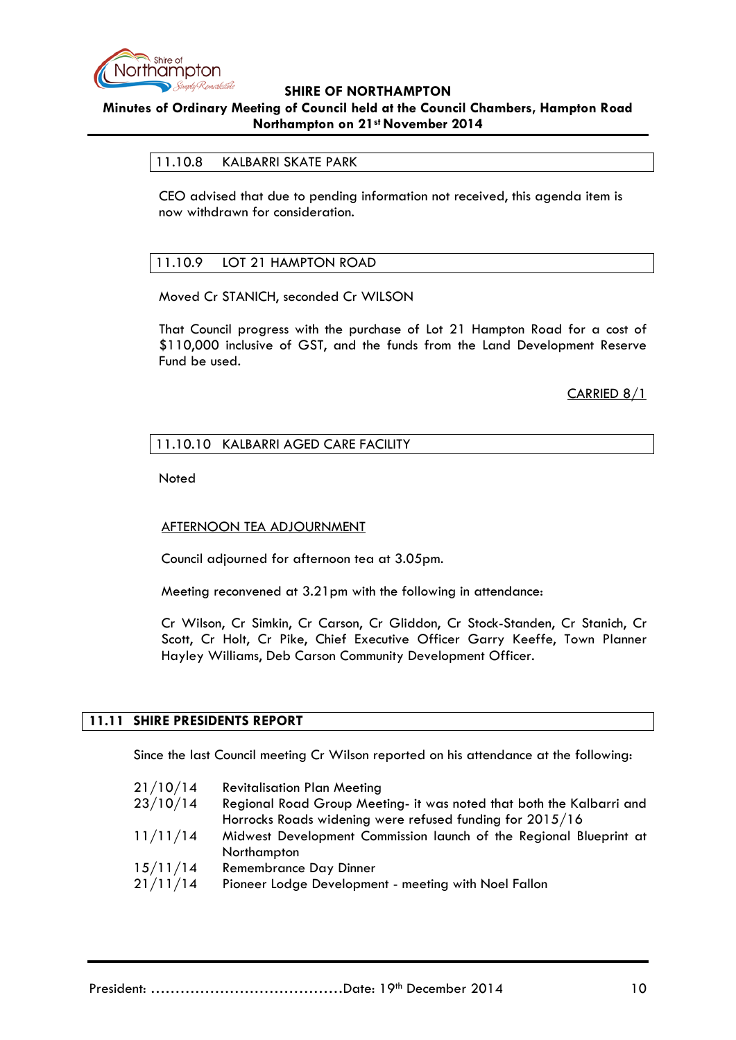### 11.10.8 KALBARRI SKATE PARK

CEO advised that due to pending information not received, this agenda item is now withdrawn for consideration.

### 11.10.9 LOT 21 HAMPTON ROAD

Moved Cr STANICH, seconded Cr WILSON

That Council progress with the purchase of Lot 21 Hampton Road for a cost of $110,000 inclusive of GST, and the funds from the Land Development Reserve Fund be used.

CARRIED 8/1

### 11.10.10 KALBARRI AGED CARE FACILITY

Noted

AFTERNOON TEA ADJOURNMENT

Council adjourned for afternoon tea at 3.05pm.

Meeting reconvened at 3.21pm with the following in attendance:

Cr Wilson, Cr Simkin, Cr Carson, Cr Gliddon, Cr Stock-Standen, Cr Stanich, Cr Scott, Cr Holt, Cr Pike, Chief Executive Officer Garry Keeffe, Town Planner Hayley Williams, Deb Carson Community Development Officer.

## 11.11 SHIRE PRESIDENTS REPORT

Since the last Council meeting Cr Wilson reported on his attendance at the following:

| | |
|---|---|
| 21/10/14 | Revitalisation Plan Meeting |
| 23/10/14 | Regional Road Group Meeting- it was noted that both the Kalbarri and Horrocks Roads widening were refused funding for 2015/16 |
| 11/11/14 | Midwest Development Commission launch of the Regional Blueprint at Northampton |
| 15/11/14 | Remembrance Day Dinner |
| 21/11/14 | Pioneer Lodge Development - meeting with Noel Fallon |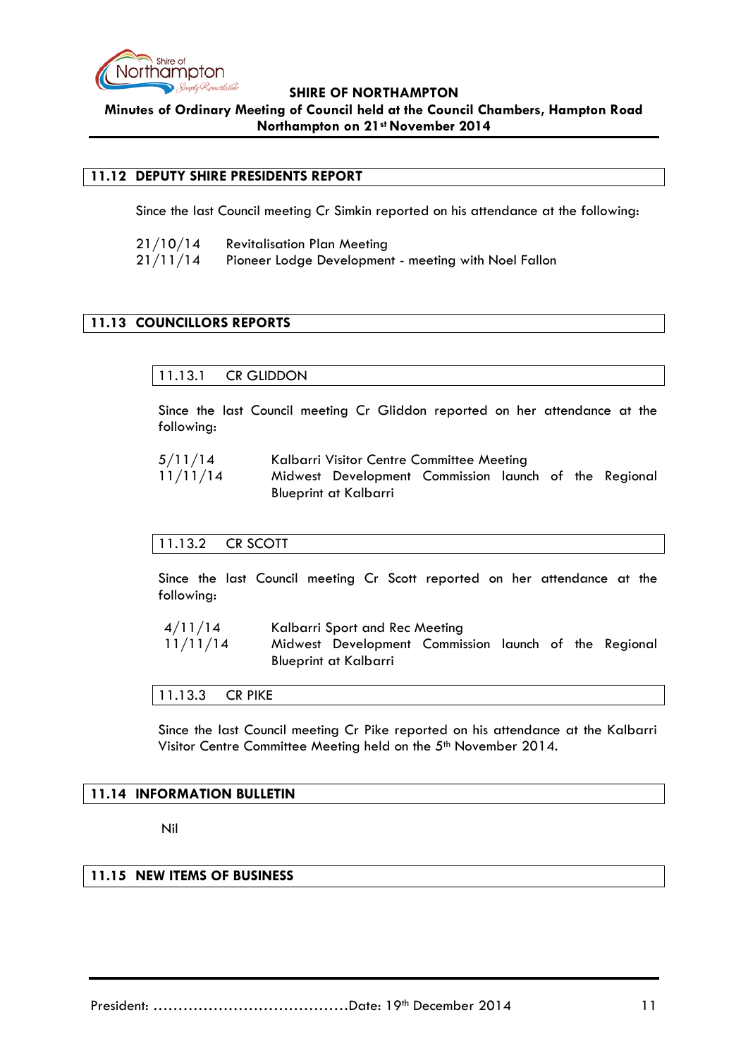## 11.12 DEPUTY SHIRE PRESIDENTS REPORT

Since the last Council meeting Cr Simkin reported on his attendance at the following:

21/10/14 Revitalisation Plan Meeting
21/11/14 Pioneer Lodge Development - meeting with Noel Fallon

## 11.13 COUNCILLORS REPORTS

### 11.13.1 CR GLIDDON

Since the last Council meeting Cr Gliddon reported on her attendance at the following:

5/11/14 Kalbarri Visitor Centre Committee Meeting
11/11/14 Midwest Development Commission launch of the Regional Blueprint at Kalbarri

### 11.13.2 CR SCOTT

Since the last Council meeting Cr Scott reported on her attendance at the following:

4/11/14 Kalbarri Sport and Rec Meeting
11/11/14 Midwest Development Commission launch of the Regional Blueprint at Kalbarri

### 11.13.3 CR PIKE

Since the last Council meeting Cr Pike reported on his attendance at the Kalbarri Visitor Centre Committee Meeting held on the 5th November 2014.

## 11.14 INFORMATION BULLETIN

Nil

## 11.15 NEW ITEMS OF BUSINESS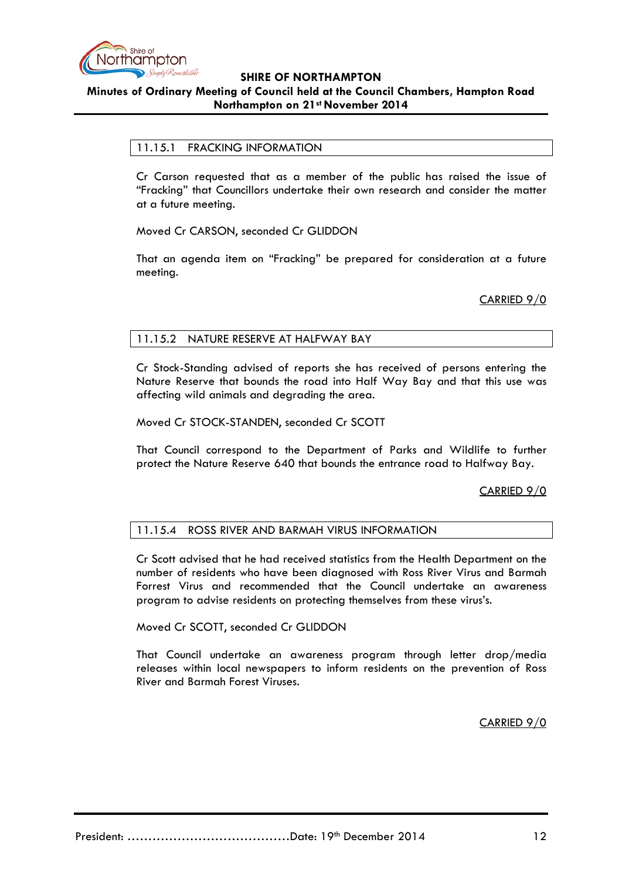### 11.15.1 FRACKING INFORMATION

Cr Carson requested that as a member of the public has raised the issue of "Fracking" that Councillors undertake their own research and consider the matter at a future meeting.

Moved Cr CARSON, seconded Cr GLIDDON

That an agenda item on "Fracking" be prepared for consideration at a future meeting.

CARRIED 9/0

### 11.15.2 NATURE RESERVE AT HALFWAY BAY

Cr Stock-Standing advised of reports she has received of persons entering the Nature Reserve that bounds the road into Half Way Bay and that this use was affecting wild animals and degrading the area.

Moved Cr STOCK-STANDEN, seconded Cr SCOTT

That Council correspond to the Department of Parks and Wildlife to further protect the Nature Reserve 640 that bounds the entrance road to Halfway Bay.

CARRIED 9/0

### 11.15.4 ROSS RIVER AND BARMAH VIRUS INFORMATION

Cr Scott advised that he had received statistics from the Health Department on the number of residents who have been diagnosed with Ross River Virus and Barmah Forrest Virus and recommended that the Council undertake an awareness program to advise residents on protecting themselves from these virus's.

Moved Cr SCOTT, seconded Cr GLIDDON

That Council undertake an awareness program through letter drop/media releases within local newspapers to inform residents on the prevention of Ross River and Barmah Forest Viruses.

CARRIED 9/0

President: ......................................Date: 19th December 2014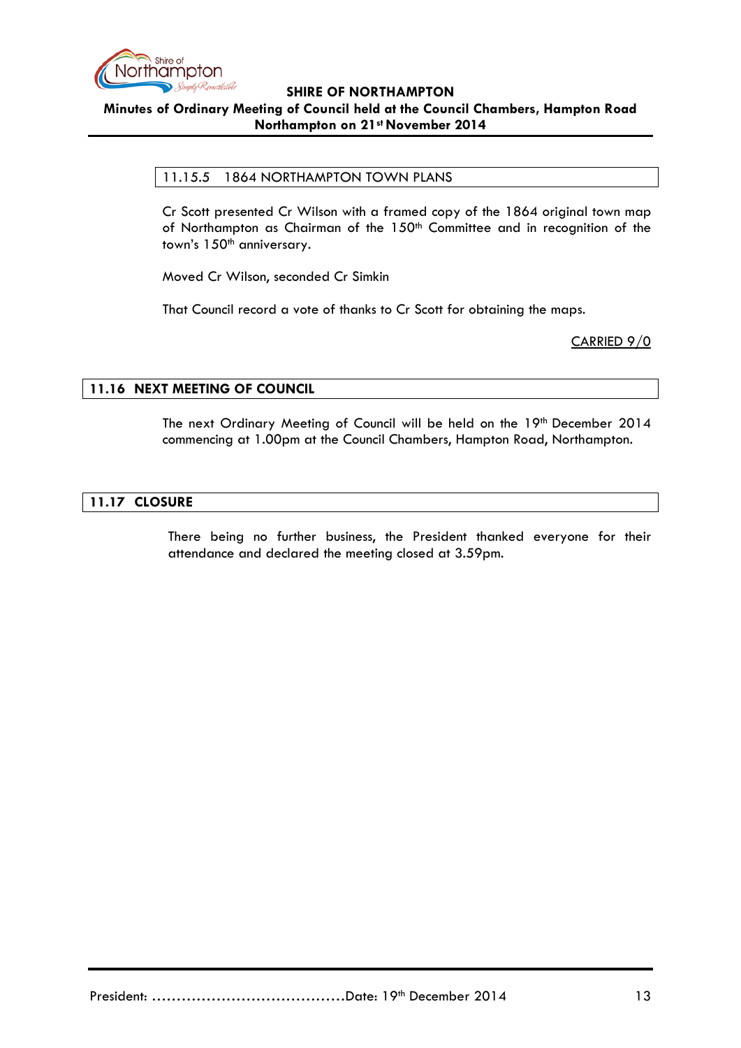### 11.15.5 1864 NORTHAMPTON TOWN PLANS

Cr Scott presented Cr Wilson with a framed copy of the 1864 original town map of Northampton as Chairman of the 150th Committee and in recognition of the town's 150th anniversary.

Moved Cr Wilson, seconded Cr Simkin

That Council record a vote of thanks to Cr Scott for obtaining the maps.

CARRIED 9/0

## 11.16 NEXT MEETING OF COUNCIL

The next Ordinary Meeting of Council will be held on the 19th December 2014 commencing at 1.00pm at the Council Chambers, Hampton Road, Northampton.

## 11.17 CLOSURE

There being no further business, the President thanked everyone for their attendance and declared the meeting closed at 3.59pm.

President: ......................................Date: 19th December 2014